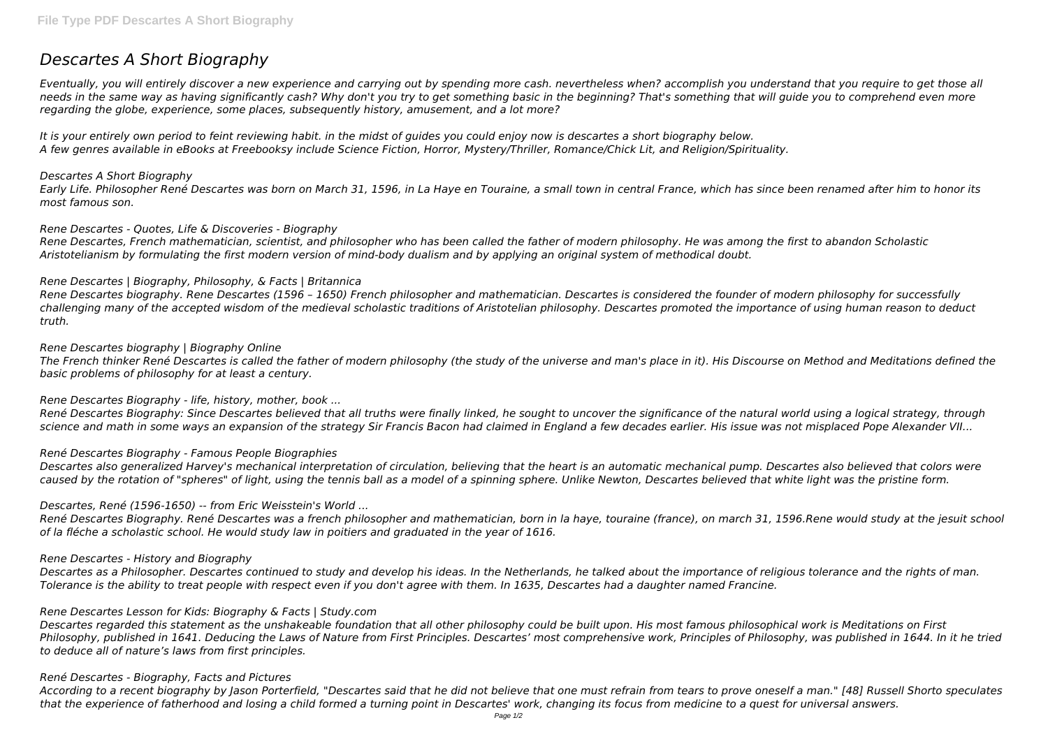# Descartes A Short Biography

*Eventually, you will entirely discover a new experience and carrying out by spending more cash. nevertheless when? accomplish you understand that you require to get those all needs in the same way as having significantly cash? Why don't you try to get something basic in the beginning? That's something that will guide you to comprehend even more regarding the globe, experience, some places, subsequently history, amusement, and a lot more?*

*It is your entirely own period to feint reviewing habit. in the midst of guides you could enjoy now is descartes a short biography below.*
*A few genres available in eBooks at Freebooksy include Science Fiction, Horror, Mystery/Thriller, Romance/Chick Lit, and Religion/Spirituality.*

*Descartes A Short Biography*
*Early Life. Philosopher René Descartes was born on March 31, 1596, in La Haye en Touraine, a small town in central France, which has since been renamed after him to honor its most famous son.*

*Rene Descartes - Quotes, Life & Discoveries - Biography*
*Rene Descartes, French mathematician, scientist, and philosopher who has been called the father of modern philosophy. He was among the first to abandon Scholastic Aristotelianism by formulating the first modern version of mind-body dualism and by applying an original system of methodical doubt.*

*Rene Descartes | Biography, Philosophy, & Facts | Britannica*
*Rene Descartes biography. Rene Descartes (1596 – 1650) French philosopher and mathematician. Descartes is considered the founder of modern philosophy for successfully challenging many of the accepted wisdom of the medieval scholastic traditions of Aristotelian philosophy. Descartes promoted the importance of using human reason to deduct truth.*

*Rene Descartes biography | Biography Online*
*The French thinker René Descartes is called the father of modern philosophy (the study of the universe and man's place in it). His Discourse on Method and Meditations defined the basic problems of philosophy for at least a century.*

*Rene Descartes Biography - life, history, mother, book ...*
*René Descartes Biography: Since Descartes believed that all truths were finally linked, he sought to uncover the significance of the natural world using a logical strategy, through science and math in some ways an expansion of the strategy Sir Francis Bacon had claimed in England a few decades earlier. His issue was not misplaced Pope Alexander VII...*

*René Descartes Biography - Famous People Biographies*
*Descartes also generalized Harvey's mechanical interpretation of circulation, believing that the heart is an automatic mechanical pump. Descartes also believed that colors were caused by the rotation of "spheres" of light, using the tennis ball as a model of a spinning sphere. Unlike Newton, Descartes believed that white light was the pristine form.*

*Descartes, René (1596-1650) -- from Eric Weisstein's World ...*
*René Descartes Biography. René Descartes was a french philosopher and mathematician, born in la haye, touraine (france), on march 31, 1596.Rene would study at the jesuit school of la fléche a scholastic school. He would study law in poitiers and graduated in the year of 1616.*

*Rene Descartes - History and Biography*
*Descartes as a Philosopher. Descartes continued to study and develop his ideas. In the Netherlands, he talked about the importance of religious tolerance and the rights of man. Tolerance is the ability to treat people with respect even if you don't agree with them. In 1635, Descartes had a daughter named Francine.*

*Rene Descartes Lesson for Kids: Biography & Facts | Study.com*
*Descartes regarded this statement as the unshakeable foundation that all other philosophy could be built upon. His most famous philosophical work is Meditations on First Philosophy, published in 1641. Deducing the Laws of Nature from First Principles. Descartes' most comprehensive work, Principles of Philosophy, was published in 1644. In it he tried to deduce all of nature's laws from first principles.*

*René Descartes - Biography, Facts and Pictures*
*According to a recent biography by Jason Porterfield, "Descartes said that he did not believe that one must refrain from tears to prove oneself a man." [48] Russell Shorto speculates that the experience of fatherhood and losing a child formed a turning point in Descartes' work, changing its focus from medicine to a quest for universal answers.*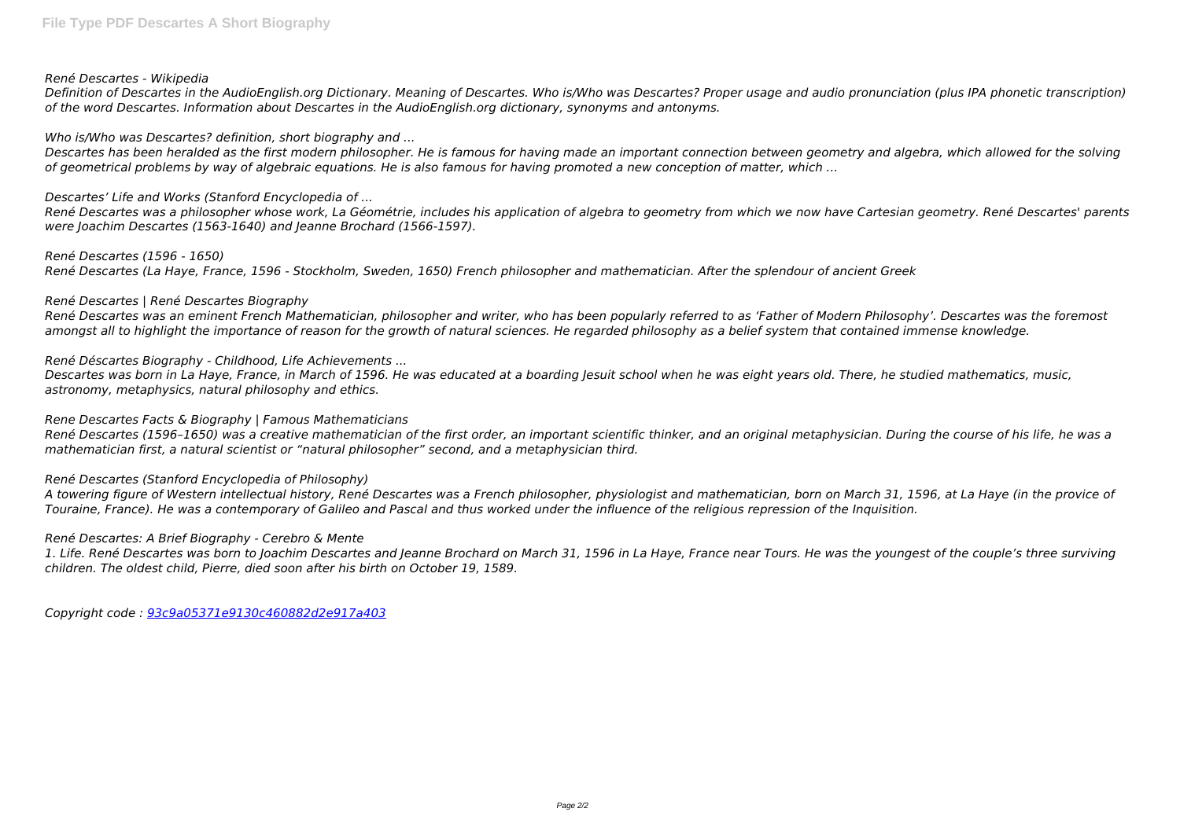*René Descartes - Wikipedia*

*Definition of Descartes in the AudioEnglish.org Dictionary. Meaning of Descartes. Who is/Who was Descartes? Proper usage and audio pronunciation (plus IPA phonetic transcription) of the word Descartes. Information about Descartes in the AudioEnglish.org dictionary, synonyms and antonyms.*

*Who is/Who was Descartes? definition, short biography and ...*

*Descartes has been heralded as the first modern philosopher. He is famous for having made an important connection between geometry and algebra, which allowed for the solving of geometrical problems by way of algebraic equations. He is also famous for having promoted a new conception of matter, which ...*

*Descartes' Life and Works (Stanford Encyclopedia of ...*

*René Descartes was a philosopher whose work, La Géométrie, includes his application of algebra to geometry from which we now have Cartesian geometry. René Descartes' parents were Joachim Descartes (1563-1640) and Jeanne Brochard (1566-1597).*

*René Descartes (1596 - 1650)*

*René Descartes (La Haye, France, 1596 - Stockholm, Sweden, 1650) French philosopher and mathematician. After the splendour of ancient Greek*

*René Descartes | René Descartes Biography*

*René Descartes was an eminent French Mathematician, philosopher and writer, who has been popularly referred to as 'Father of Modern Philosophy'. Descartes was the foremost amongst all to highlight the importance of reason for the growth of natural sciences. He regarded philosophy as a belief system that contained immense knowledge.*

*René Déscartes Biography - Childhood, Life Achievements ...*

*Descartes was born in La Haye, France, in March of 1596. He was educated at a boarding Jesuit school when he was eight years old. There, he studied mathematics, music, astronomy, metaphysics, natural philosophy and ethics.*

*Rene Descartes Facts & Biography | Famous Mathematicians*

*René Descartes (1596–1650) was a creative mathematician of the first order, an important scientific thinker, and an original metaphysician. During the course of his life, he was a mathematician first, a natural scientist or "natural philosopher" second, and a metaphysician third.*

*René Descartes (Stanford Encyclopedia of Philosophy)*

*A towering figure of Western intellectual history, René Descartes was a French philosopher, physiologist and mathematician, born on March 31, 1596, at La Haye (in the provice of Touraine, France). He was a contemporary of Galileo and Pascal and thus worked under the influence of the religious repression of the Inquisition.*

*René Descartes: A Brief Biography - Cerebro & Mente*

*1. Life. René Descartes was born to Joachim Descartes and Jeanne Brochard on March 31, 1596 in La Haye, France near Tours. He was the youngest of the couple's three surviving children. The oldest child, Pierre, died soon after his birth on October 19, 1589.*

*Copyright code : 93c9a05371e9130c460882d2e917a403*